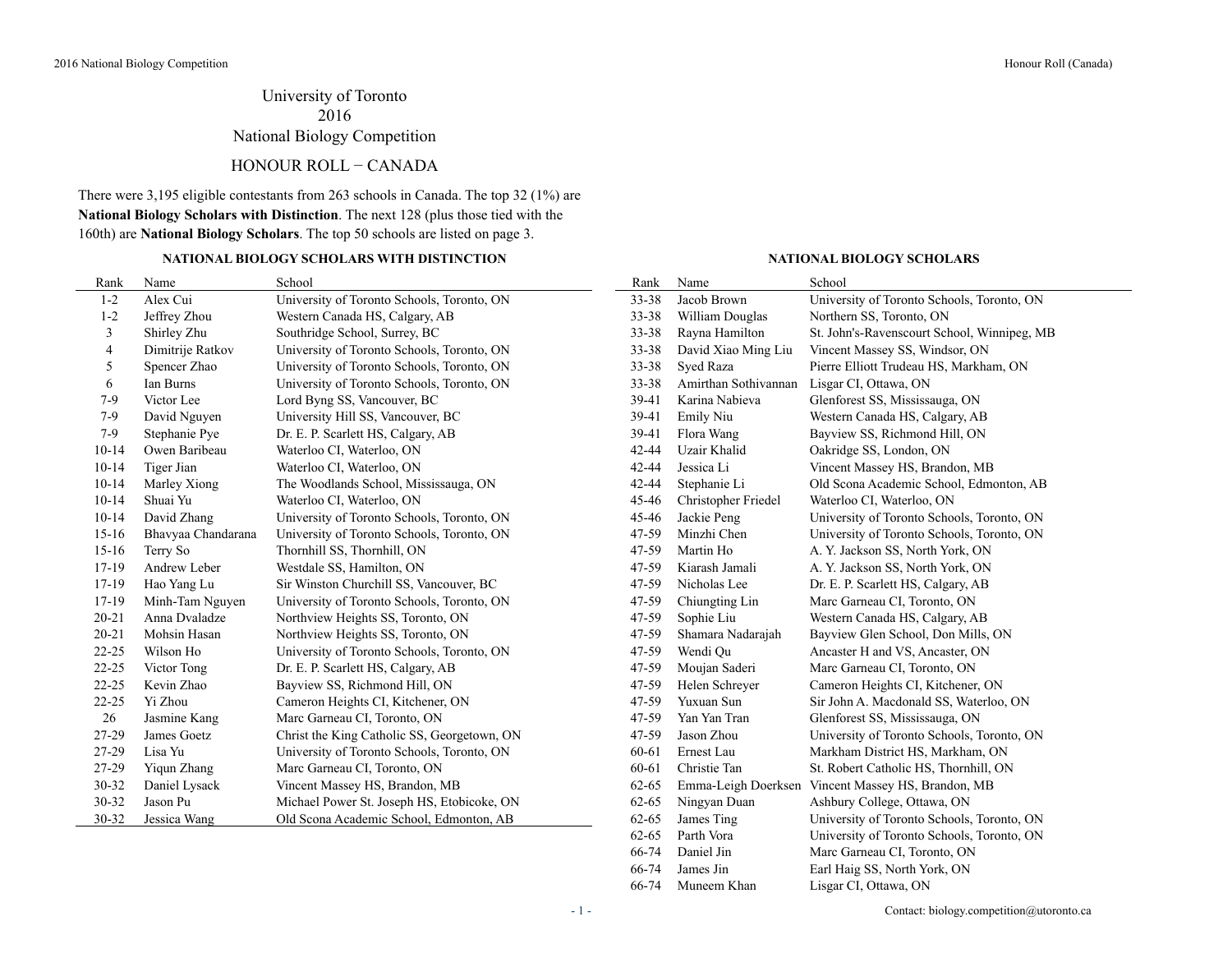# University of Toronto
# 2016
# National Biology Competition

## HONOUR ROLL − CANADA

There were 3,195 eligible contestants from 263 schools in Canada. The top 32 (1%) are **National Biology Scholars with Distinction**. The next 128 (plus those tied with the 160th) are **National Biology Scholars**. The top 50 schools are listed on page 3.

### NATIONAL BIOLOGY SCHOLARS WITH DISTINCTION

| Rank | Name | School |
|---|---|---|
| 1-2 | Alex Cui | University of Toronto Schools, Toronto, ON |
| 1-2 | Jeffrey Zhou | Western Canada HS, Calgary, AB |
| 3 | Shirley Zhu | Southridge School, Surrey, BC |
| 4 | Dimitrije Ratkov | University of Toronto Schools, Toronto, ON |
| 5 | Spencer Zhao | University of Toronto Schools, Toronto, ON |
| 6 | Ian Burns | University of Toronto Schools, Toronto, ON |
| 7-9 | Victor Lee | Lord Byng SS, Vancouver, BC |
| 7-9 | David Nguyen | University Hill SS, Vancouver, BC |
| 7-9 | Stephanie Pye | Dr. E. P. Scarlett HS, Calgary, AB |
| 10-14 | Owen Baribeau | Waterloo CI, Waterloo, ON |
| 10-14 | Tiger Jian | Waterloo CI, Waterloo, ON |
| 10-14 | Marley Xiong | The Woodlands School, Mississauga, ON |
| 10-14 | Shuai Yu | Waterloo CI, Waterloo, ON |
| 10-14 | David Zhang | University of Toronto Schools, Toronto, ON |
| 15-16 | Bhavyaa Chandarana | University of Toronto Schools, Toronto, ON |
| 15-16 | Terry So | Thornhill SS, Thornhill, ON |
| 17-19 | Andrew Leber | Westdale SS, Hamilton, ON |
| 17-19 | Hao Yang Lu | Sir Winston Churchill SS, Vancouver, BC |
| 17-19 | Minh-Tam Nguyen | University of Toronto Schools, Toronto, ON |
| 20-21 | Anna Dvaladze | Northview Heights SS, Toronto, ON |
| 20-21 | Mohsin Hasan | Northview Heights SS, Toronto, ON |
| 22-25 | Wilson Ho | University of Toronto Schools, Toronto, ON |
| 22-25 | Victor Tong | Dr. E. P. Scarlett HS, Calgary, AB |
| 22-25 | Kevin Zhao | Bayview SS, Richmond Hill, ON |
| 22-25 | Yi Zhou | Cameron Heights CI, Kitchener, ON |
| 26 | Jasmine Kang | Marc Garneau CI, Toronto, ON |
| 27-29 | James Goetz | Christ the King Catholic SS, Georgetown, ON |
| 27-29 | Lisa Yu | University of Toronto Schools, Toronto, ON |
| 27-29 | Yiqun Zhang | Marc Garneau CI, Toronto, ON |
| 30-32 | Daniel Lysack | Vincent Massey HS, Brandon, MB |
| 30-32 | Jason Pu | Michael Power St. Joseph HS, Etobicoke, ON |
| 30-32 | Jessica Wang | Old Scona Academic School, Edmonton, AB |

### NATIONAL BIOLOGY SCHOLARS

| Rank | Name | School |
|---|---|---|
| 33-38 | Jacob Brown | University of Toronto Schools, Toronto, ON |
| 33-38 | William Douglas | Northern SS, Toronto, ON |
| 33-38 | Rayna Hamilton | St. John's-Ravenscourt School, Winnipeg, MB |
| 33-38 | David Xiao Ming Liu | Vincent Massey SS, Windsor, ON |
| 33-38 | Syed Raza | Pierre Elliott Trudeau HS, Markham, ON |
| 33-38 | Amirthan Sothivannan | Lisgar CI, Ottawa, ON |
| 39-41 | Karina Nabieva | Glenforest SS, Mississauga, ON |
| 39-41 | Emily Niu | Western Canada HS, Calgary, AB |
| 39-41 | Flora Wang | Bayview SS, Richmond Hill, ON |
| 42-44 | Uzair Khalid | Oakridge SS, London, ON |
| 42-44 | Jessica Li | Vincent Massey HS, Brandon, MB |
| 42-44 | Stephanie Li | Old Scona Academic School, Edmonton, AB |
| 45-46 | Christopher Friedel | Waterloo CI, Waterloo, ON |
| 45-46 | Jackie Peng | University of Toronto Schools, Toronto, ON |
| 47-59 | Minzhi Chen | University of Toronto Schools, Toronto, ON |
| 47-59 | Martin Ho | A. Y. Jackson SS, North York, ON |
| 47-59 | Kiarash Jamali | A. Y. Jackson SS, North York, ON |
| 47-59 | Nicholas Lee | Dr. E. P. Scarlett HS, Calgary, AB |
| 47-59 | Chiungting Lin | Marc Garneau CI, Toronto, ON |
| 47-59 | Sophie Liu | Western Canada HS, Calgary, AB |
| 47-59 | Shamara Nadarajah | Bayview Glen School, Don Mills, ON |
| 47-59 | Wendi Qu | Ancaster H and VS, Ancaster, ON |
| 47-59 | Moujan Saderi | Marc Garneau CI, Toronto, ON |
| 47-59 | Helen Schreyer | Cameron Heights CI, Kitchener, ON |
| 47-59 | Yuxuan Sun | Sir John A. Macdonald SS, Waterloo, ON |
| 47-59 | Yan Yan Tran | Glenforest SS, Mississauga, ON |
| 47-59 | Jason Zhou | University of Toronto Schools, Toronto, ON |
| 60-61 | Ernest Lau | Markham District HS, Markham, ON |
| 60-61 | Christie Tan | St. Robert Catholic HS, Thornhill, ON |
| 62-65 | Emma-Leigh Doerksen | Vincent Massey HS, Brandon, MB |
| 62-65 | Ningyan Duan | Ashbury College, Ottawa, ON |
| 62-65 | James Ting | University of Toronto Schools, Toronto, ON |
| 62-65 | Parth Vora | University of Toronto Schools, Toronto, ON |
| 66-74 | Daniel Jin | Marc Garneau CI, Toronto, ON |
| 66-74 | James Jin | Earl Haig SS, North York, ON |
| 66-74 | Muneem Khan | Lisgar CI, Ottawa, ON |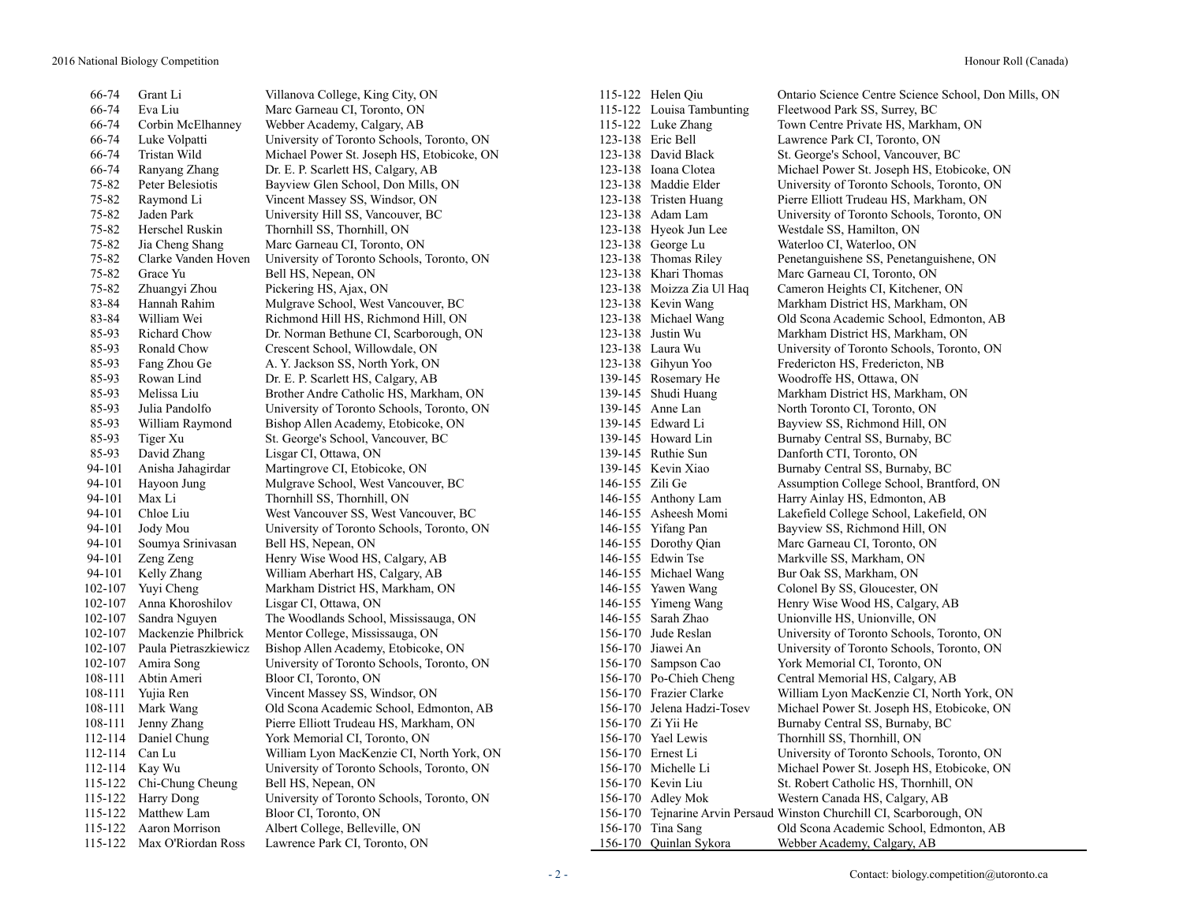| Rank | Name | School |
|---|---|---|
| 66-74 | Grant Li | Villanova College, King City, ON |
| 66-74 | Eva Liu | Marc Garneau CI, Toronto, ON |
| 66-74 | Corbin McElhanney | Webber Academy, Calgary, AB |
| 66-74 | Luke Volpatti | University of Toronto Schools, Toronto, ON |
| 66-74 | Tristan Wild | Michael Power St. Joseph HS, Etobicoke, ON |
| 66-74 | Ranyang Zhang | Dr. E. P. Scarlett HS, Calgary, AB |
| 75-82 | Peter Belesiotis | Bayview Glen School, Don Mills, ON |
| 75-82 | Raymond Li | Vincent Massey SS, Windsor, ON |
| 75-82 | Jaden Park | University Hill SS, Vancouver, BC |
| 75-82 | Herschel Ruskin | Thornhill SS, Thornhill, ON |
| 75-82 | Jia Cheng Shang | Marc Garneau CI, Toronto, ON |
| 75-82 | Clarke Vanden Hoven | University of Toronto Schools, Toronto, ON |
| 75-82 | Grace Yu | Bell HS, Nepean, ON |
| 75-82 | Zhuangyi Zhou | Pickering HS, Ajax, ON |
| 83-84 | Hannah Rahim | Mulgrave School, West Vancouver, BC |
| 83-84 | William Wei | Richmond Hill HS, Richmond Hill, ON |
| 85-93 | Richard Chow | Dr. Norman Bethune CI, Scarborough, ON |
| 85-93 | Ronald Chow | Crescent School, Willowdale, ON |
| 85-93 | Fang Zhou Ge | A. Y. Jackson SS, North York, ON |
| 85-93 | Rowan Lind | Dr. E. P. Scarlett HS, Calgary, AB |
| 85-93 | Melissa Liu | Brother Andre Catholic HS, Markham, ON |
| 85-93 | Julia Pandolfo | University of Toronto Schools, Toronto, ON |
| 85-93 | William Raymond | Bishop Allen Academy, Etobicoke, ON |
| 85-93 | Tiger Xu | St. George's School, Vancouver, BC |
| 85-93 | David Zhang | Lisgar CI, Ottawa, ON |
| 94-101 | Anisha Jahagirdar | Martingrove CI, Etobicoke, ON |
| 94-101 | Hayoon Jung | Mulgrave School, West Vancouver, BC |
| 94-101 | Max Li | Thornhill SS, Thornhill, ON |
| 94-101 | Chloe Liu | West Vancouver SS, West Vancouver, BC |
| 94-101 | Jody Mou | University of Toronto Schools, Toronto, ON |
| 94-101 | Soumya Srinivasan | Bell HS, Nepean, ON |
| 94-101 | Zeng Zeng | Henry Wise Wood HS, Calgary, AB |
| 94-101 | Kelly Zhang | William Aberhart HS, Calgary, AB |
| 102-107 | Yuyi Cheng | Markham District HS, Markham, ON |
| 102-107 | Anna Khoroshilov | Lisgar CI, Ottawa, ON |
| 102-107 | Sandra Nguyen | The Woodlands School, Mississauga, ON |
| 102-107 | Mackenzie Philbrick | Mentor College, Mississauga, ON |
| 102-107 | Paula Pietraszkiewicz | Bishop Allen Academy, Etobicoke, ON |
| 102-107 | Amira Song | University of Toronto Schools, Toronto, ON |
| 108-111 | Abtin Ameri | Bloor CI, Toronto, ON |
| 108-111 | Yujia Ren | Vincent Massey SS, Windsor, ON |
| 108-111 | Mark Wang | Old Scona Academic School, Edmonton, AB |
| 108-111 | Jenny Zhang | Pierre Elliott Trudeau HS, Markham, ON |
| 112-114 | Daniel Chung | York Memorial CI, Toronto, ON |
| 112-114 | Can Lu | William Lyon MacKenzie CI, North York, ON |
| 112-114 | Kay Wu | University of Toronto Schools, Toronto, ON |
| 115-122 | Chi-Chung Cheung | Bell HS, Nepean, ON |
| 115-122 | Harry Dong | University of Toronto Schools, Toronto, ON |
| 115-122 | Matthew Lam | Bloor CI, Toronto, ON |
| 115-122 | Aaron Morrison | Albert College, Belleville, ON |
| 115-122 | Max O'Riordan Ross | Lawrence Park CI, Toronto, ON |
| 115-122 | Helen Qiu | Ontario Science Centre Science School, Don Mills, ON |
| 115-122 | Louisa Tambunting | Fleetwood Park SS, Surrey, BC |
| 115-122 | Luke Zhang | Town Centre Private HS, Markham, ON |
| 123-138 | Eric Bell | Lawrence Park CI, Toronto, ON |
| 123-138 | David Black | St. George's School, Vancouver, BC |
| 123-138 | Ioana Clotea | Michael Power St. Joseph HS, Etobicoke, ON |
| 123-138 | Maddie Elder | University of Toronto Schools, Toronto, ON |
| 123-138 | Tristen Huang | Pierre Elliott Trudeau HS, Markham, ON |
| 123-138 | Adam Lam | University of Toronto Schools, Toronto, ON |
| 123-138 | Hyeok Jun Lee | Westdale SS, Hamilton, ON |
| 123-138 | George Lu | Waterloo CI, Waterloo, ON |
| 123-138 | Thomas Riley | Penetanguishene SS, Penetanguishene, ON |
| 123-138 | Khari Thomas | Marc Garneau CI, Toronto, ON |
| 123-138 | Moizza Zia Ul Haq | Cameron Heights CI, Kitchener, ON |
| 123-138 | Kevin Wang | Markham District HS, Markham, ON |
| 123-138 | Michael Wang | Old Scona Academic School, Edmonton, AB |
| 123-138 | Justin Wu | Markham District HS, Markham, ON |
| 123-138 | Laura Wu | University of Toronto Schools, Toronto, ON |
| 123-138 | Gihyun Yoo | Fredericton HS, Fredericton, NB |
| 139-145 | Rosemary He | Woodroffe HS, Ottawa, ON |
| 139-145 | Shudi Huang | Markham District HS, Markham, ON |
| 139-145 | Anne Lan | North Toronto CI, Toronto, ON |
| 139-145 | Edward Li | Bayview SS, Richmond Hill, ON |
| 139-145 | Howard Lin | Burnaby Central SS, Burnaby, BC |
| 139-145 | Ruthie Sun | Danforth CTI, Toronto, ON |
| 139-145 | Kevin Xiao | Burnaby Central SS, Burnaby, BC |
| 146-155 | Zili Ge | Assumption College School, Brantford, ON |
| 146-155 | Anthony Lam | Harry Ainlay HS, Edmonton, AB |
| 146-155 | Asheesh Momi | Lakefield College School, Lakefield, ON |
| 146-155 | Yifang Pan | Bayview SS, Richmond Hill, ON |
| 146-155 | Dorothy Qian | Marc Garneau CI, Toronto, ON |
| 146-155 | Edwin Tse | Markville SS, Markham, ON |
| 146-155 | Michael Wang | Bur Oak SS, Markham, ON |
| 146-155 | Yawen Wang | Colonel By SS, Gloucester, ON |
| 146-155 | Yimeng Wang | Henry Wise Wood HS, Calgary, AB |
| 146-155 | Sarah Zhao | Unionville HS, Unionville, ON |
| 156-170 | Jude Reslan | University of Toronto Schools, Toronto, ON |
| 156-170 | Jiawei An | University of Toronto Schools, Toronto, ON |
| 156-170 | Sampson Cao | York Memorial CI, Toronto, ON |
| 156-170 | Po-Chieh Cheng | Central Memorial HS, Calgary, AB |
| 156-170 | Frazier Clarke | William Lyon MacKenzie CI, North York, ON |
| 156-170 | Jelena Hadzi-Tosev | Michael Power St. Joseph HS, Etobicoke, ON |
| 156-170 | Zi Yii He | Burnaby Central SS, Burnaby, BC |
| 156-170 | Yael Lewis | Thornhill SS, Thornhill, ON |
| 156-170 | Ernest Li | University of Toronto Schools, Toronto, ON |
| 156-170 | Michelle Li | Michael Power St. Joseph HS, Etobicoke, ON |
| 156-170 | Kevin Liu | St. Robert Catholic HS, Thornhill, ON |
| 156-170 | Adley Mok | Western Canada HS, Calgary, AB |
| 156-170 | Tejnarine Arvin Persaud | Winston Churchill CI, Scarborough, ON |
| 156-170 | Tina Sang | Old Scona Academic School, Edmonton, AB |
| 156-170 | Quinlan Sykora | Webber Academy, Calgary, AB |

Contact: biology.competition@utoronto.ca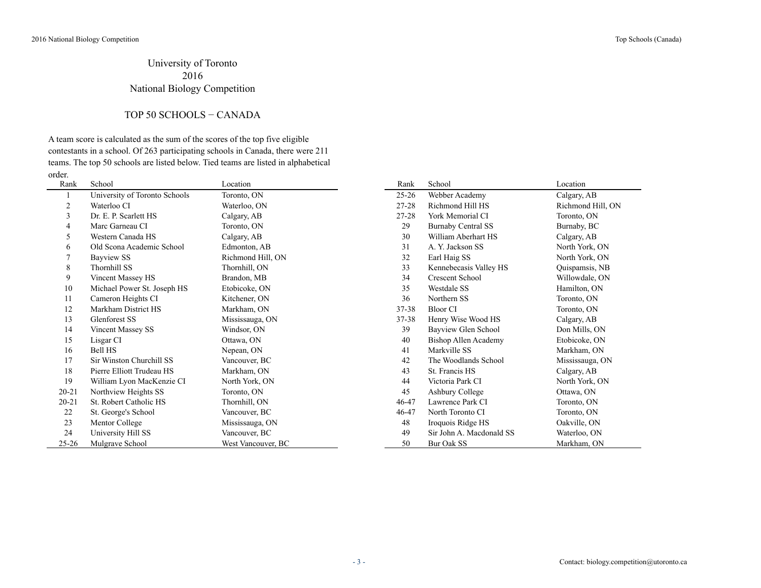University of Toronto
2016
National Biology Competition

## TOP 50 SCHOOLS − CANADA

A team score is calculated as the sum of the scores of the top five eligible contestants in a school. Of 263 participating schools in Canada, there were 211 teams. The top 50 schools are listed below. Tied teams are listed in alphabetical order.

| Rank | School | Location |
|---|---|---|
| 1 | University of Toronto Schools | Toronto, ON |
| 2 | Waterloo CI | Waterloo, ON |
| 3 | Dr. E. P. Scarlett HS | Calgary, AB |
| 4 | Marc Garneau CI | Toronto, ON |
| 5 | Western Canada HS | Calgary, AB |
| 6 | Old Scona Academic School | Edmonton, AB |
| 7 | Bayview SS | Richmond Hill, ON |
| 8 | Thornhill SS | Thornhill, ON |
| 9 | Vincent Massey HS | Brandon, MB |
| 10 | Michael Power St. Joseph HS | Etobicoke, ON |
| 11 | Cameron Heights CI | Kitchener, ON |
| 12 | Markham District HS | Markham, ON |
| 13 | Glenforest SS | Mississauga, ON |
| 14 | Vincent Massey SS | Windsor, ON |
| 15 | Lisgar CI | Ottawa, ON |
| 16 | Bell HS | Nepean, ON |
| 17 | Sir Winston Churchill SS | Vancouver, BC |
| 18 | Pierre Elliott Trudeau HS | Markham, ON |
| 19 | William Lyon MacKenzie CI | North York, ON |
| 20-21 | Northview Heights SS | Toronto, ON |
| 20-21 | St. Robert Catholic HS | Thornhill, ON |
| 22 | St. George's School | Vancouver, BC |
| 23 | Mentor College | Mississauga, ON |
| 24 | University Hill SS | Vancouver, BC |
| 25-26 | Mulgrave School | West Vancouver, BC |
| 25-26 | Webber Academy | Calgary, AB |
| 27-28 | Richmond Hill HS | Richmond Hill, ON |
| 27-28 | York Memorial CI | Toronto, ON |
| 29 | Burnaby Central SS | Burnaby, BC |
| 30 | William Aberhart HS | Calgary, AB |
| 31 | A. Y. Jackson SS | North York, ON |
| 32 | Earl Haig SS | North York, ON |
| 33 | Kennebecasis Valley HS | Quispamsis, NB |
| 34 | Crescent School | Willowdale, ON |
| 35 | Westdale SS | Hamilton, ON |
| 36 | Northern SS | Toronto, ON |
| 37-38 | Bloor CI | Toronto, ON |
| 37-38 | Henry Wise Wood HS | Calgary, AB |
| 39 | Bayview Glen School | Don Mills, ON |
| 40 | Bishop Allen Academy | Etobicoke, ON |
| 41 | Markville SS | Markham, ON |
| 42 | The Woodlands School | Mississauga, ON |
| 43 | St. Francis HS | Calgary, AB |
| 44 | Victoria Park CI | North York, ON |
| 45 | Ashbury College | Ottawa, ON |
| 46-47 | Lawrence Park CI | Toronto, ON |
| 46-47 | North Toronto CI | Toronto, ON |
| 48 | Iroquois Ridge HS | Oakville, ON |
| 49 | Sir John A. Macdonald SS | Waterloo, ON |
| 50 | Bur Oak SS | Markham, ON |